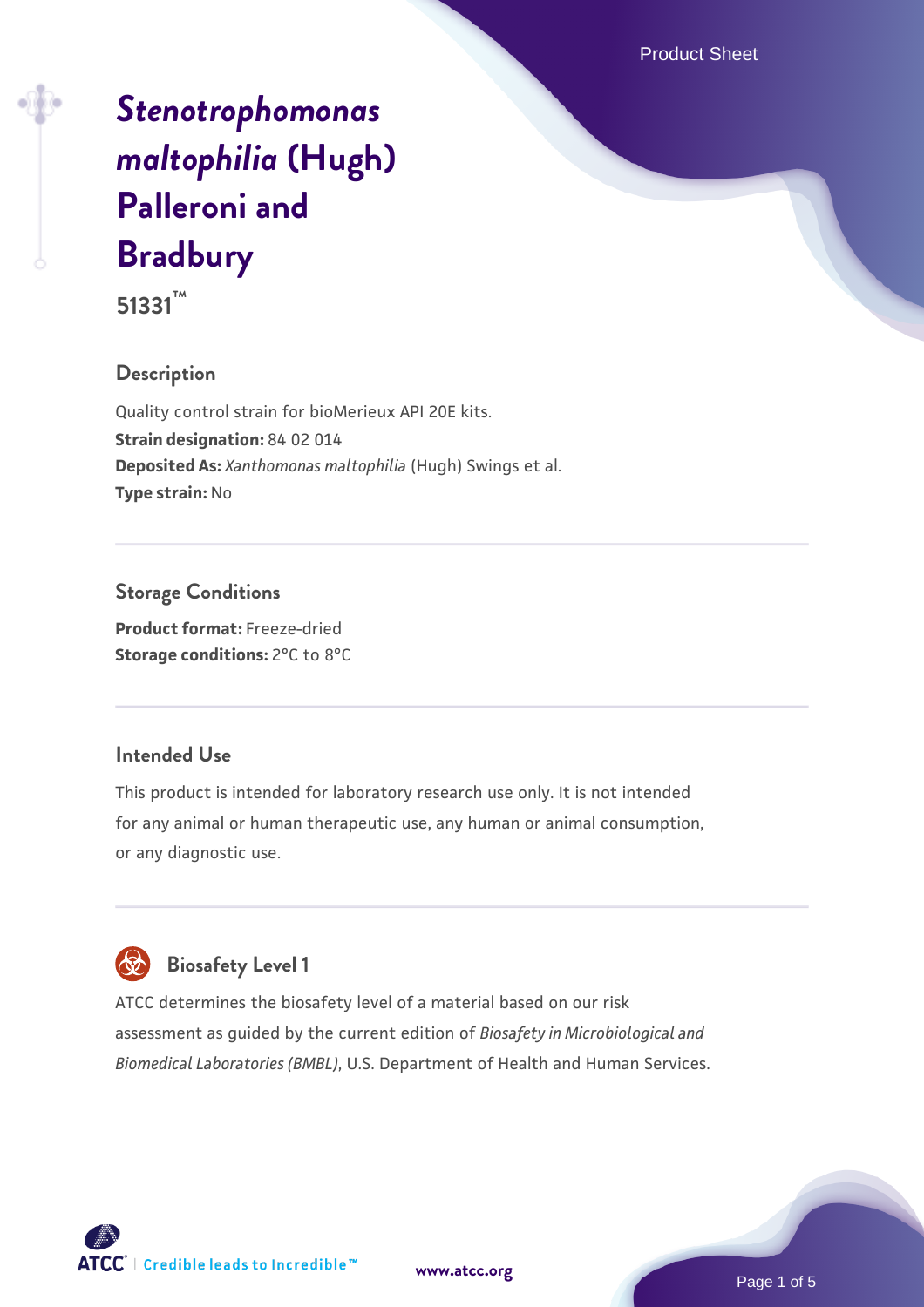# *Stenotrophomonas maltophilia* (Hugh) Palleroni and Bradbury

**51331™**

## Description

Quality control strain for bioMerieux API 20E kits.

**Strain designation:** 84 02 014

**Deposited As:** *Xanthomonas maltophilia* (Hugh) Swings et al.

**Type strain:** No

## Storage Conditions

**Product format:** Freeze-dried

**Storage conditions:** 2°C to 8°C

## Intended Use

This product is intended for laboratory research use only. It is not intended for any animal or human therapeutic use, any human or animal consumption, or any diagnostic use.

## Biosafety Level 1

ATCC determines the biosafety level of a material based on our risk assessment as guided by the current edition of *Biosafety in Microbiological and Biomedical Laboratories (BMBL)*, U.S. Department of Health and Human Services.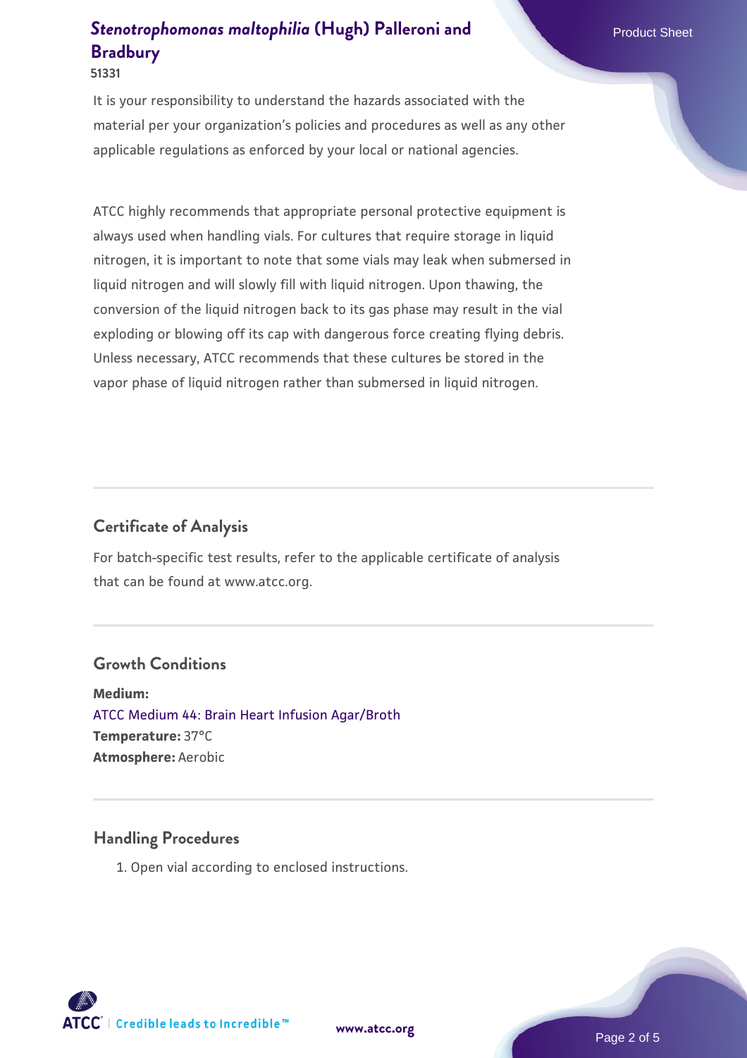It is your responsibility to understand the hazards associated with the material per your organization's policies and procedures as well as any other applicable regulations as enforced by your local or national agencies.

ATCC highly recommends that appropriate personal protective equipment is always used when handling vials. For cultures that require storage in liquid nitrogen, it is important to note that some vials may leak when submersed in liquid nitrogen and will slowly fill with liquid nitrogen. Upon thawing, the conversion of the liquid nitrogen back to its gas phase may result in the vial exploding or blowing off its cap with dangerous force creating flying debris. Unless necessary, ATCC recommends that these cultures be stored in the vapor phase of liquid nitrogen rather than submersed in liquid nitrogen.

## Certificate of Analysis

For batch-specific test results, refer to the applicable certificate of analysis that can be found at www.atcc.org.

## Growth Conditions

**Medium:**
ATCC Medium 44: Brain Heart Infusion Agar/Broth
**Temperature:** 37°C
**Atmosphere:** Aerobic

## Handling Procedures

1. Open vial according to enclosed instructions.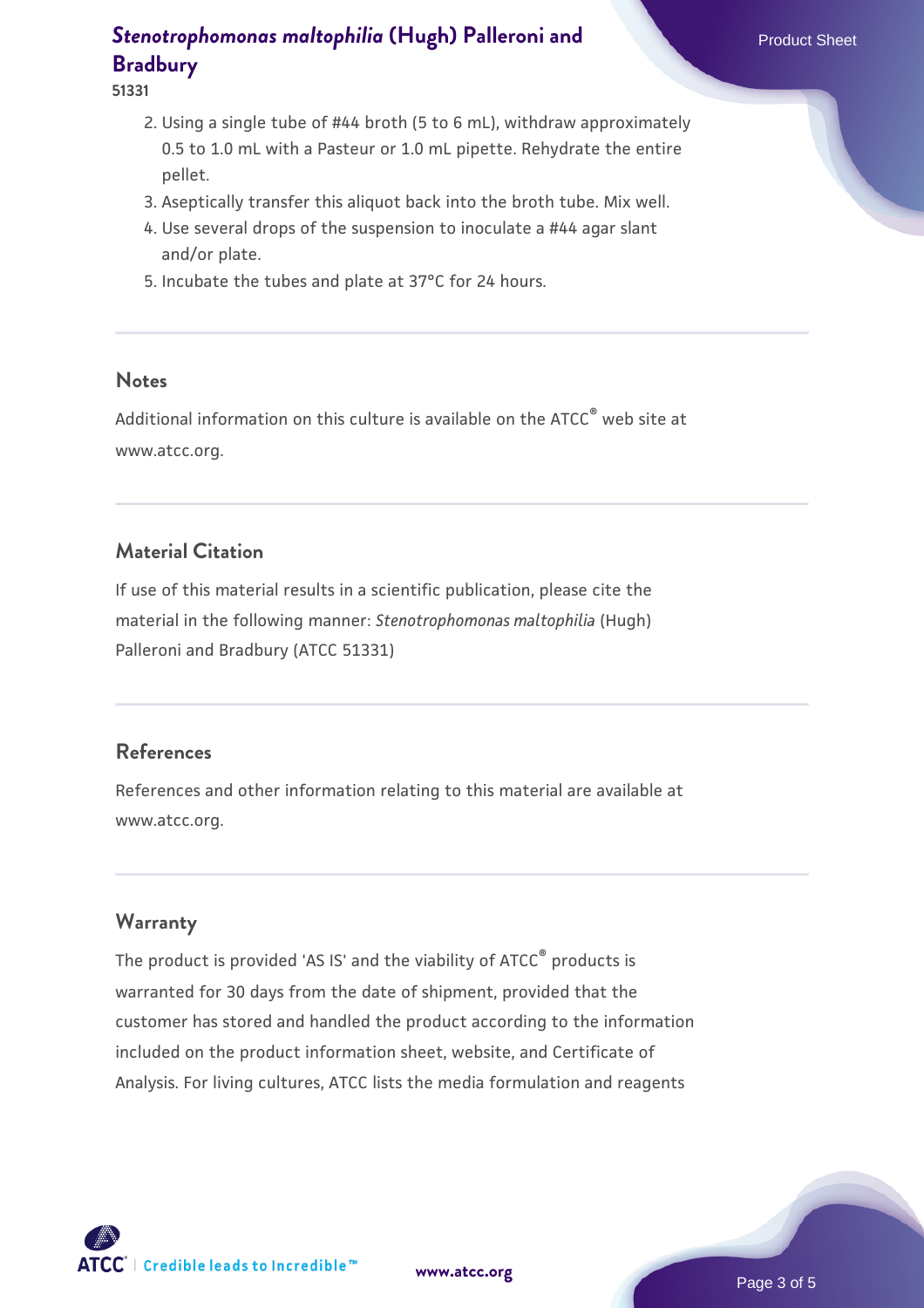2. Using a single tube of #44 broth (5 to 6 mL), withdraw approximately 0.5 to 1.0 mL with a Pasteur or 1.0 mL pipette. Rehydrate the entire pellet.
3. Aseptically transfer this aliquot back into the broth tube. Mix well.
4. Use several drops of the suspension to inoculate a #44 agar slant and/or plate.
5. Incubate the tubes and plate at 37°C for 24 hours.

## Notes

Additional information on this culture is available on the ATCC® web site at www.atcc.org.

## Material Citation

If use of this material results in a scientific publication, please cite the material in the following manner: *Stenotrophomonas maltophilia* (Hugh) Palleroni and Bradbury (ATCC 51331)

## References

References and other information relating to this material are available at www.atcc.org.

## Warranty

The product is provided 'AS IS' and the viability of ATCC® products is warranted for 30 days from the date of shipment, provided that the customer has stored and handled the product according to the information included on the product information sheet, website, and Certificate of Analysis. For living cultures, ATCC lists the media formulation and reagents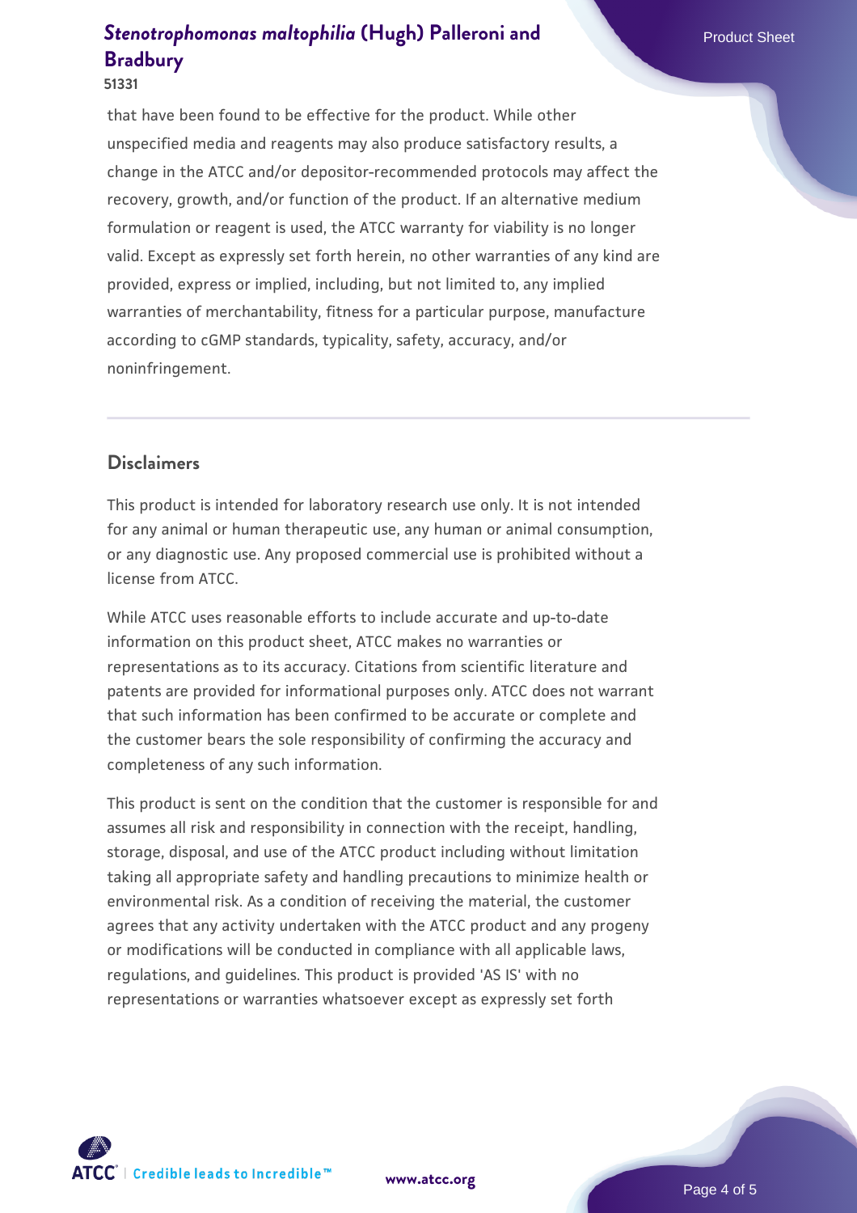that have been found to be effective for the product. While other unspecified media and reagents may also produce satisfactory results, a change in the ATCC and/or depositor-recommended protocols may affect the recovery, growth, and/or function of the product. If an alternative medium formulation or reagent is used, the ATCC warranty for viability is no longer valid. Except as expressly set forth herein, no other warranties of any kind are provided, express or implied, including, but not limited to, any implied warranties of merchantability, fitness for a particular purpose, manufacture according to cGMP standards, typicality, safety, accuracy, and/or noninfringement.

## Disclaimers

This product is intended for laboratory research use only. It is not intended for any animal or human therapeutic use, any human or animal consumption, or any diagnostic use. Any proposed commercial use is prohibited without a license from ATCC.

While ATCC uses reasonable efforts to include accurate and up-to-date information on this product sheet, ATCC makes no warranties or representations as to its accuracy. Citations from scientific literature and patents are provided for informational purposes only. ATCC does not warrant that such information has been confirmed to be accurate or complete and the customer bears the sole responsibility of confirming the accuracy and completeness of any such information.

This product is sent on the condition that the customer is responsible for and assumes all risk and responsibility in connection with the receipt, handling, storage, disposal, and use of the ATCC product including without limitation taking all appropriate safety and handling precautions to minimize health or environmental risk. As a condition of receiving the material, the customer agrees that any activity undertaken with the ATCC product and any progeny or modifications will be conducted in compliance with all applicable laws, regulations, and guidelines. This product is provided 'AS IS' with no representations or warranties whatsoever except as expressly set forth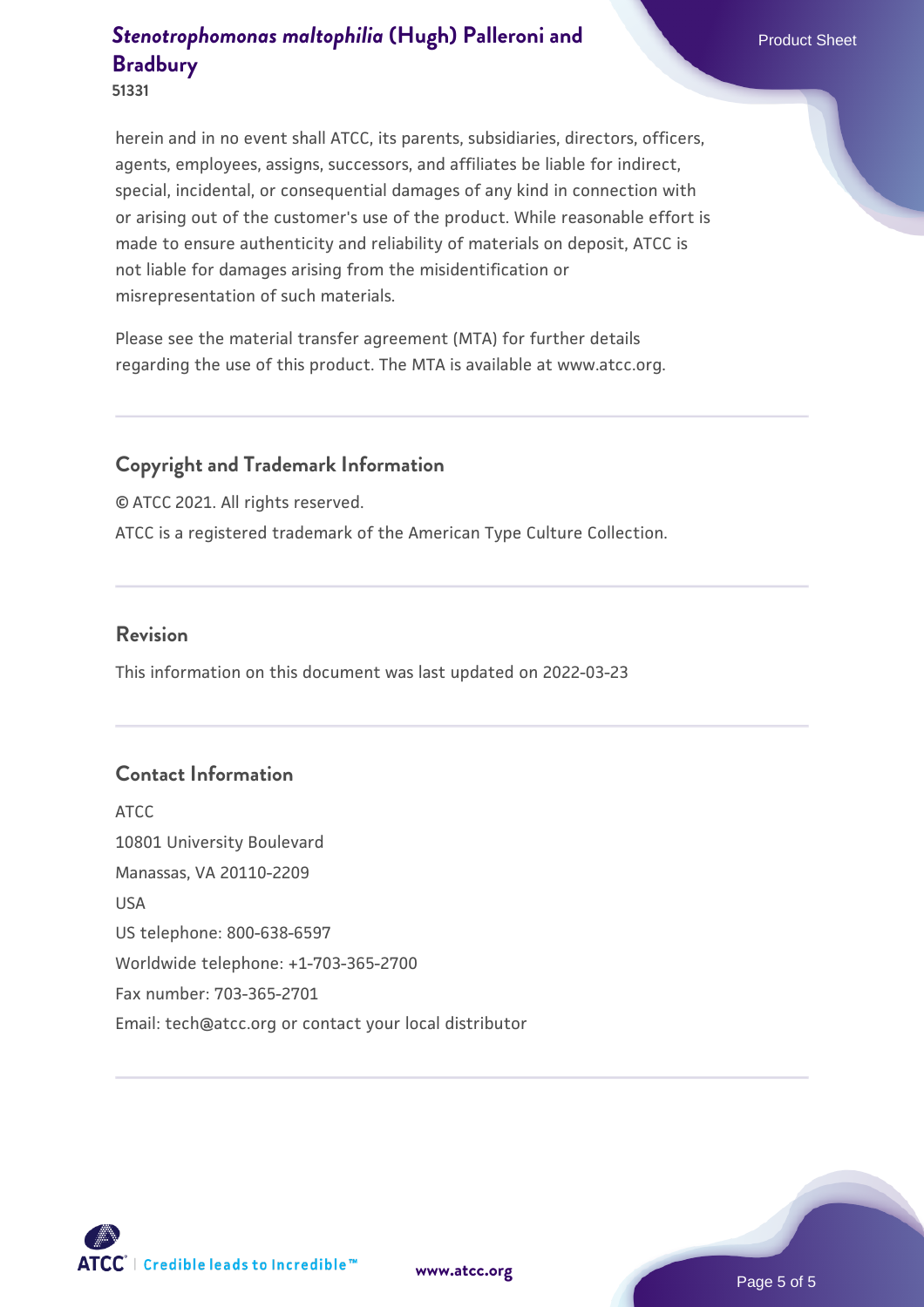herein and in no event shall ATCC, its parents, subsidiaries, directors, officers, agents, employees, assigns, successors, and affiliates be liable for indirect, special, incidental, or consequential damages of any kind in connection with or arising out of the customer's use of the product. While reasonable effort is made to ensure authenticity and reliability of materials on deposit, ATCC is not liable for damages arising from the misidentification or misrepresentation of such materials.

Please see the material transfer agreement (MTA) for further details regarding the use of this product. The MTA is available at www.atcc.org.

## Copyright and Trademark Information

© ATCC 2021. All rights reserved.

ATCC is a registered trademark of the American Type Culture Collection.

## Revision

This information on this document was last updated on 2022-03-23

## Contact Information

ATCC
10801 University Boulevard
Manassas, VA 20110-2209
USA
US telephone: 800-638-6597
Worldwide telephone: +1-703-365-2700
Fax number: 703-365-2701
Email: tech@atcc.org or contact your local distributor